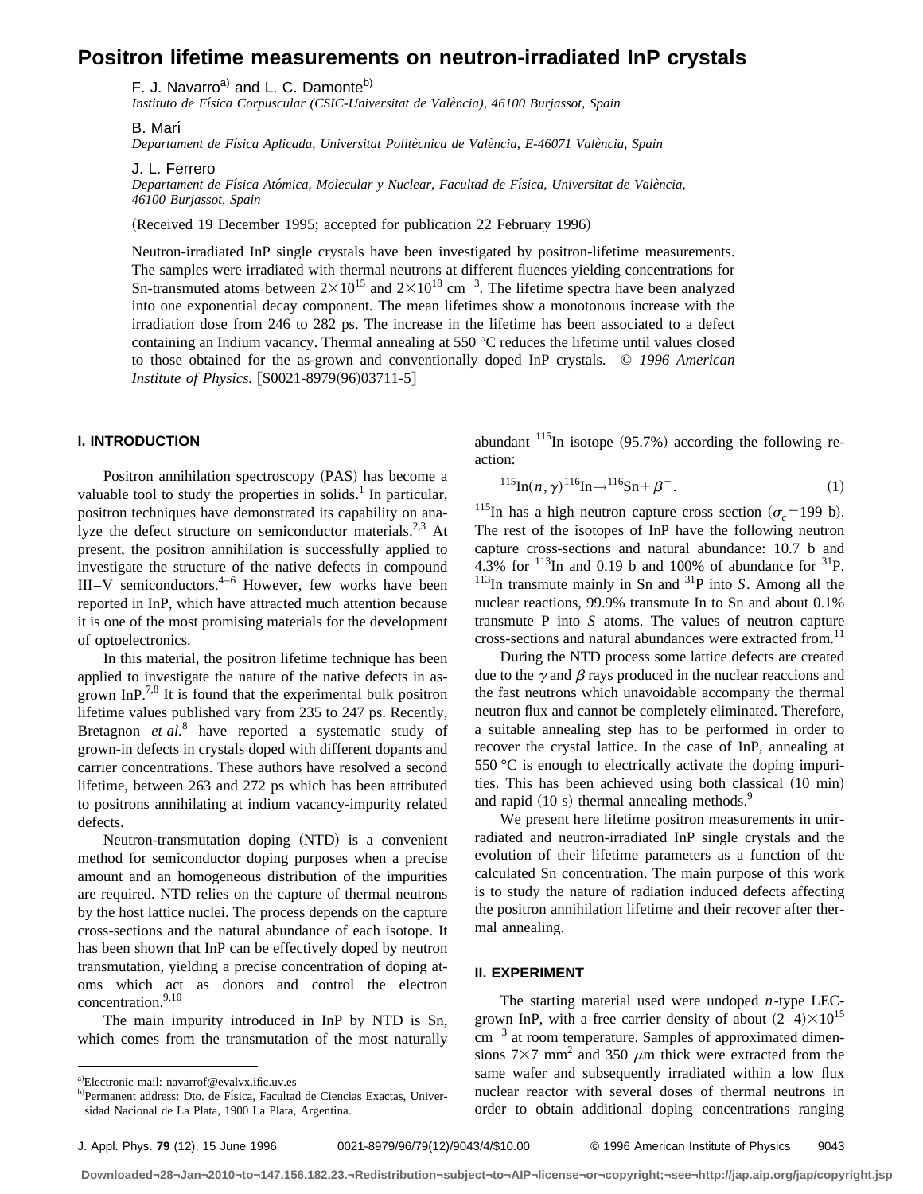# Positron lifetime measurements on neutron-irradiated InP crystals

F. J. Navarro[a] and L. C. Damonte[b]
*Instituto de Física Corpuscular (CSIC-Universitat de València), 46100 Burjassot, Spain*

B. Marí
*Departament de Física Aplicada, Universitat Politècnica de València, E-46071 València, Spain*

J. L. Ferrero
*Departament de Física Atómica, Molecular y Nuclear, Facultad de Física, Universitat de València, 46100 Burjassot, Spain*

(Received 19 December 1995; accepted for publication 22 February 1996)

Neutron-irradiated InP single crystals have been investigated by positron-lifetime measurements. The samples were irradiated with thermal neutrons at different fluences yielding concentrations for Sn-transmuted atoms between $2\times10^{15}$ and $2\times10^{18}$ cm$^{-3}$. The lifetime spectra have been analyzed into one exponential decay component. The mean lifetimes show a monotonous increase with the irradiation dose from 246 to 282 ps. The increase in the lifetime has been associated to a defect containing an Indium vacancy. Thermal annealing at 550 °C reduces the lifetime until values closed to those obtained for the as-grown and conventionally doped InP crystals. © *1996 American Institute of Physics.* [S0021-8979(96)03711-5]

## I. INTRODUCTION

Positron annihilation spectroscopy (PAS) has become a valuable tool to study the properties in solids.[1] In particular, positron techniques have demonstrated its capability on analyze the defect structure on semiconductor materials.[2,3] At present, the positron annihilation is successfully applied to investigate the structure of the native defects in compound III–V semiconductors.[4–6] However, few works have been reported in InP, which have attracted much attention because it is one of the most promising materials for the development of optoelectronics.

In this material, the positron lifetime technique has been applied to investigate the nature of the native defects in as-grown InP.[7,8] It is found that the experimental bulk positron lifetime values published vary from 235 to 247 ps. Recently, Bretagnon *et al.*[8] have reported a systematic study of grown-in defects in crystals doped with different dopants and carrier concentrations. These authors have resolved a second lifetime, between 263 and 272 ps which has been attributed to positrons annihilating at indium vacancy-impurity related defects.

Neutron-transmutation doping (NTD) is a convenient method for semiconductor doping purposes when a precise amount and an homogeneous distribution of the impurities are required. NTD relies on the capture of thermal neutrons by the host lattice nuclei. The process depends on the capture cross-sections and the natural abundance of each isotope. It has been shown that InP can be effectively doped by neutron transmutation, yielding a precise concentration of doping atoms which act as donors and control the electron concentration.[9,10]

The main impurity introduced in InP by NTD is Sn, which comes from the transmutation of the most naturally abundant $^{115}$In isotope (95.7%) according the following reaction:

$$^{115}\text{In}(n,\gamma)^{116}\text{In}\rightarrow^{116}\text{Sn}+\beta^{-}. \tag{1}$$

$^{115}$In has a high neutron capture cross section ($\sigma_c$=199 b). The rest of the isotopes of InP have the following neutron capture cross-sections and natural abundance: 10.7 b and 4.3% for $^{113}$In and 0.19 b and 100% of abundance for $^{31}$P. $^{113}$In transmute mainly in Sn and $^{31}$P into *S*. Among all the nuclear reactions, 99.9% transmute In to Sn and about 0.1% transmute P into *S* atoms. The values of neutron capture cross-sections and natural abundances were extracted from.[11]

During the NTD process some lattice defects are created due to the $\gamma$ and $\beta$ rays produced in the nuclear reaccions and the fast neutrons which unavoidable accompany the thermal neutron flux and cannot be completely eliminated. Therefore, a suitable annealing step has to be performed in order to recover the crystal lattice. In the case of InP, annealing at 550 °C is enough to electrically activate the doping impurities. This has been achieved using both classical (10 min) and rapid (10 s) thermal annealing methods.[9]

We present here lifetime positron measurements in unirradiated and neutron-irradiated InP single crystals and the evolution of their lifetime parameters as a function of the calculated Sn concentration. The main purpose of this work is to study the nature of radiation induced defects affecting the positron annihilation lifetime and their recover after thermal annealing.

## II. EXPERIMENT

The starting material used were undoped *n*-type LEC-grown InP, with a free carrier density of about $(2–4)\times10^{15}$ cm$^{-3}$ at room temperature. Samples of approximated dimensions $7\times7$ mm$^2$ and 350 $\mu$m thick were extracted from the same wafer and subsequently irradiated within a low flux nuclear reactor with several doses of thermal neutrons in order to obtain additional doping concentrations ranging

---

[a]Electronic mail: navarrof@evalvx.ific.uv.es

[b]Permanent address: Dto. de Física, Facultad de Ciencias Exactas, Universidad Nacional de La Plata, 1900 La Plata, Argentina.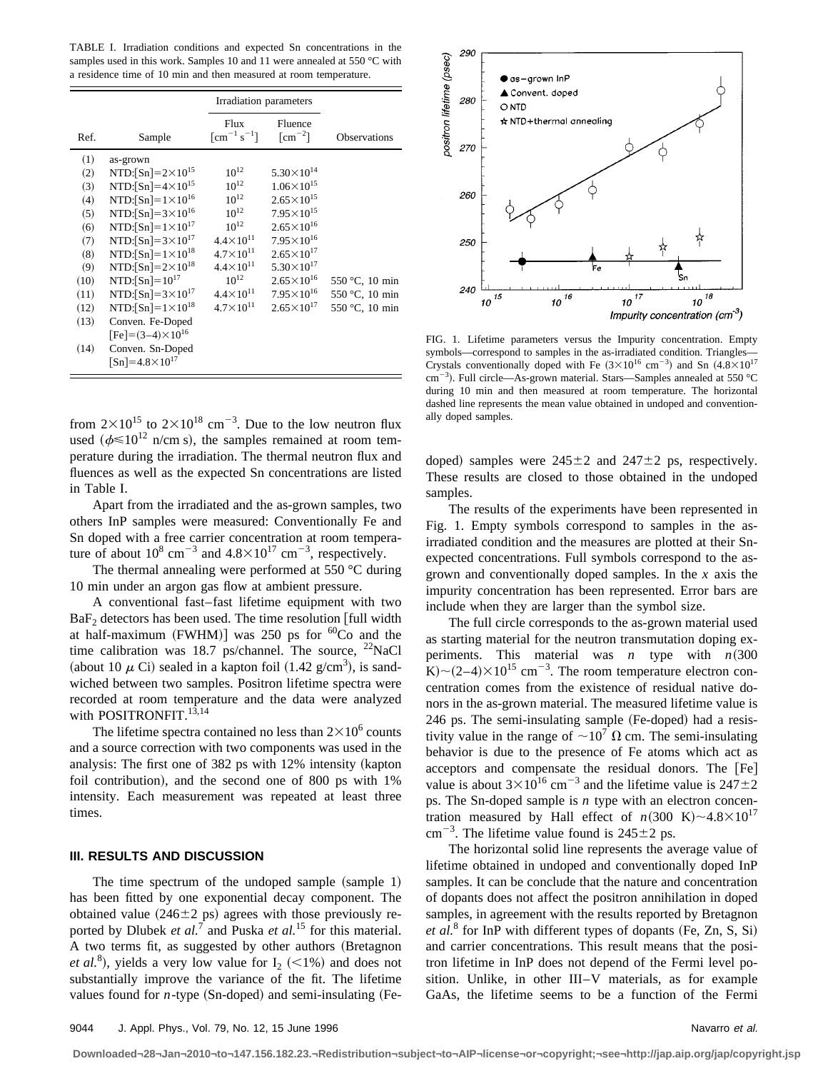TABLE I. Irradiation conditions and expected Sn concentrations in the samples used in this work. Samples 10 and 11 were annealed at 550 °C with a residence time of 10 min and then measured at room temperature.

| Ref. | Sample | Irradiation parameters | | Observations |
|---|---|---|---|---|
| | | Flux $[cm^{-1}\ s^{-1}]$ | Fluence $[cm^{-2}]$ | |
| (1) | as-grown | | | |
| (2) | NTD:[Sn]=$2\times10^{15}$ | $10^{12}$ | $5.30\times10^{14}$ | |
| (3) | NTD:[Sn]=$4\times10^{15}$ | $10^{12}$ | $1.06\times10^{15}$ | |
| (4) | NTD:[Sn]=$1\times10^{16}$ | $10^{12}$ | $2.65\times10^{15}$ | |
| (5) | NTD:[Sn]=$3\times10^{16}$ | $10^{12}$ | $7.95\times10^{15}$ | |
| (6) | NTD:[Sn]=$1\times10^{17}$ | $10^{12}$ | $2.65\times10^{16}$ | |
| (7) | NTD:[Sn]=$3\times10^{17}$ | $4.4\times10^{11}$ | $7.95\times10^{16}$ | |
| (8) | NTD:[Sn]=$1\times10^{18}$ | $4.7\times10^{11}$ | $2.65\times10^{17}$ | |
| (9) | NTD:[Sn]=$2\times10^{18}$ | $4.4\times10^{11}$ | $5.30\times10^{17}$ | |
| (10) | NTD:[Sn]=$10^{17}$ | $10^{12}$ | $2.65\times10^{16}$ | 550 °C, 10 min |
| (11) | NTD:[Sn]=$3\times10^{17}$ | $4.4\times10^{11}$ | $7.95\times10^{16}$ | 550 °C, 10 min |
| (12) | NTD:[Sn]=$1\times10^{18}$ | $4.7\times10^{11}$ | $2.65\times10^{17}$ | 550 °C, 10 min |
| (13) | Conven. Fe-Doped [Fe]=$(3\text{–}4)\times10^{16}$ | | | |
| (14) | Conven. Sn-Doped [Sn]=$4.8\times10^{17}$ | | | |

from $2\times10^{15}$ to $2\times10^{18}$ cm$^{-3}$. Due to the low neutron flux used ($\phi\leq10^{12}$ n/cm s), the samples remained at room temperature during the irradiation. The thermal neutron flux and fluences as well as the expected Sn concentrations are listed in Table I.

Apart from the irradiated and the as-grown samples, two others InP samples were measured: Conventionally Fe and Sn doped with a free carrier concentration at room temperature of about $10^8$ cm$^{-3}$ and $4.8\times10^{17}$ cm$^{-3}$, respectively.

The thermal annealing were performed at 550 °C during 10 min under an argon gas flow at ambient pressure.

A conventional fast–fast lifetime equipment with two $BaF_2$ detectors has been used. The time resolution [full width at half-maximum (FWHM)] was 250 ps for $^{60}$Co and the time calibration was 18.7 ps/channel. The source, $^{22}$NaCl (about 10 $\mu$ Ci) sealed in a kapton foil (1.42 g/cm$^3$), is sandwiched between two samples. Positron lifetime spectra were recorded at room temperature and the data were analyzed with POSITRONFIT.[13,14]

The lifetime spectra contained no less than $2\times10^6$ counts and a source correction with two components was used in the analysis: The first one of 382 ps with 12% intensity (kapton foil contribution), and the second one of 800 ps with 1% intensity. Each measurement was repeated at least three times.

### III. RESULTS AND DISCUSSION

The time spectrum of the undoped sample (sample 1) has been fitted by one exponential decay component. The obtained value (246±2 ps) agrees with those previously reported by Dlubek *et al.*[7] and Puska *et al.*[15] for this material. A two terms fit, as suggested by other authors (Bretagnon *et al.*[8]), yields a very low value for $I_2$ (<1%) and does not substantially improve the variance of the fit. The lifetime values found for *n*-type (Sn-doped) and semi-insulating (Fe-doped) samples were 245±2 and 247±2 ps, respectively. These results are closed to those obtained in the undoped samples.

FIG. 1. Lifetime parameters versus the Impurity concentration. Empty symbols—correspond to samples in the as-irradiated condition. Triangles—Crystals conventionally doped with Fe ($3\times10^{16}$ cm$^{-3}$) and Sn ($4.8\times10^{17}$ cm$^{-3}$). Full circle—As-grown material. Stars—Samples annealed at 550 °C during 10 min and then measured at room temperature. The horizontal dashed line represents the mean value obtained in undoped and conventionally doped samples.

The results of the experiments have been represented in Fig. 1. Empty symbols correspond to samples in the as-irradiated condition and the measures are plotted at their Sn-expected concentrations. Full symbols correspond to the as-grown and conventionally doped samples. In the *x* axis the impurity concentration has been represented. Error bars are include when they are larger than the symbol size.

The full circle corresponds to the as-grown material used as starting material for the neutron transmutation doping experiments. This material was *n* type with $n$(300 K)$\sim(2\text{–}4)\times10^{15}$ cm$^{-3}$. The room temperature electron concentration comes from the existence of residual native donors in the as-grown material. The measured lifetime value is 246 ps. The semi-insulating sample (Fe-doped) had a resistivity value in the range of $\sim10^7$ $\Omega$ cm. The semi-insulating behavior is due to the presence of Fe atoms which act as acceptors and compensate the residual donors. The [Fe] value is about $3\times10^{16}$ cm$^{-3}$ and the lifetime value is 247±2 ps. The Sn-doped sample is *n* type with an electron concentration measured by Hall effect of $n$(300 K)$\sim4.8\times10^{17}$ cm$^{-3}$. The lifetime value found is 245±2 ps.

The horizontal solid line represents the average value of lifetime obtained in undoped and conventionally doped InP samples. It can be conclude that the nature and concentration of dopants does not affect the positron annihilation in doped samples, in agreement with the results reported by Bretagnon *et al.*[8] for InP with different types of dopants (Fe, Zn, S, Si) and carrier concentrations. This result means that the positron lifetime in InP does not depend of the Fermi level position. Unlike, in other III–V materials, as for example GaAs, the lifetime seems to be a function of the Fermi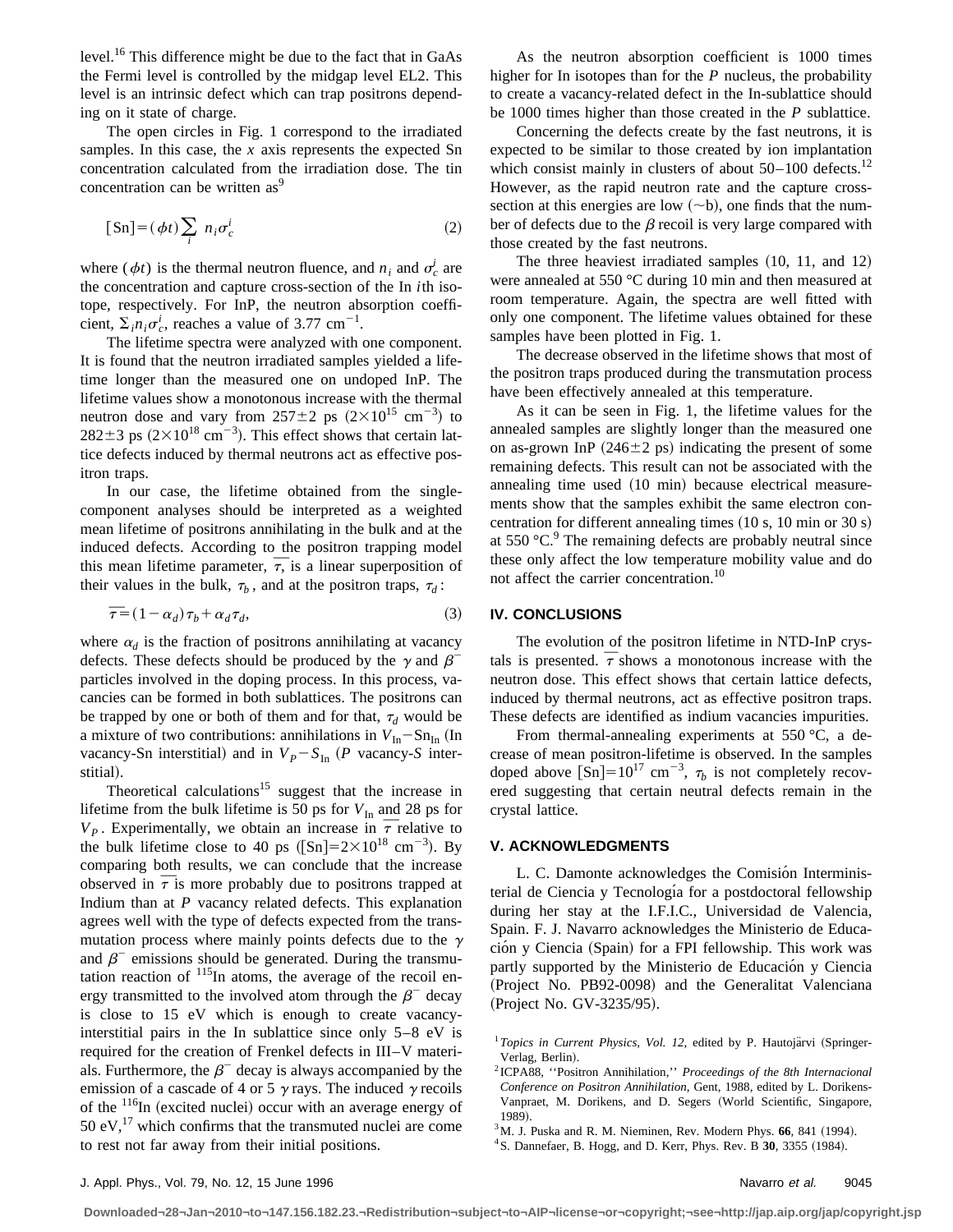level.[16] This difference might be due to the fact that in GaAs the Fermi level is controlled by the midgap level EL2. This level is an intrinsic defect which can trap positrons depending on it state of charge.

The open circles in Fig. 1 correspond to the irradiated samples. In this case, the $x$ axis represents the expected Sn concentration calculated from the irradiation dose. The tin concentration can be written as[9]

$$[\mathrm{Sn}]=(\phi t)\sum_i n_i \sigma_c^i \tag{2}$$

where $(\phi t)$ is the thermal neutron fluence, and $n_i$ and $\sigma_c^i$ are the concentration and capture cross-section of the In $i$th isotope, respectively. For InP, the neutron absorption coefficient, $\Sigma_i n_i \sigma_c^i$, reaches a value of 3.77 $\mathrm{cm}^{-1}$.

The lifetime spectra were analyzed with one component. It is found that the neutron irradiated samples yielded a lifetime longer than the measured one on undoped InP. The lifetime values show a monotonous increase with the thermal neutron dose and vary from 257±2 ps ($2\times10^{15}$ $\mathrm{cm}^{-3}$) to 282±3 ps ($2\times10^{18}$ $\mathrm{cm}^{-3}$). This effect shows that certain lattice defects induced by thermal neutrons act as effective positron traps.

In our case, the lifetime obtained from the single-component analyses should be interpreted as a weighted mean lifetime of positrons annihilating in the bulk and at the induced defects. According to the positron trapping model this mean lifetime parameter, $\overline{\tau}$, is a linear superposition of their values in the bulk, $\tau_b$, and at the positron traps, $\tau_d$:

$$\overline{\tau}=(1-\alpha_d)\tau_b+\alpha_d\tau_d, \tag{3}$$

where $\alpha_d$ is the fraction of positrons annihilating at vacancy defects. These defects should be produced by the $\gamma$ and $\beta^-$ particles involved in the doping process. In this process, vacancies can be formed in both sublattices. The positrons can be trapped by one or both of them and for that, $\tau_d$ would be a mixture of two contributions: annihilations in $V_{\mathrm{In}}-\mathrm{Sn}_{\mathrm{In}}$ (In vacancy-Sn interstitial) and in $V_P-S_{\mathrm{In}}$ ($P$ vacancy-$S$ interstitial).

Theoretical calculations[15] suggest that the increase in lifetime from the bulk lifetime is 50 ps for $V_{\mathrm{In}}$ and 28 ps for $V_P$. Experimentally, we obtain an increase in $\overline{\tau}$ relative to the bulk lifetime close to 40 ps ($[\mathrm{Sn}]=2\times10^{18}$ $\mathrm{cm}^{-3}$). By comparing both results, we can conclude that the increase observed in $\overline{\tau}$ is more probably due to positrons trapped at Indium than at $P$ vacancy related defects. This explanation agrees well with the type of defects expected from the transmutation process where mainly points defects due to the $\gamma$ and $\beta^-$ emissions should be generated. During the transmutation reaction of $^{115}$In atoms, the average of the recoil energy transmitted to the involved atom through the $\beta^-$ decay is close to 15 eV which is enough to create vacancy-interstitial pairs in the In sublattice since only 5–8 eV is required for the creation of Frenkel defects in III–V materials. Furthermore, the $\beta^-$ decay is always accompanied by the emission of a cascade of 4 or 5 $\gamma$ rays. The induced $\gamma$ recoils of the $^{116}$In (excited nuclei) occur with an average energy of 50 eV,[17] which confirms that the transmuted nuclei are come to rest not far away from their initial positions.

As the neutron absorption coefficient is 1000 times higher for In isotopes than for the $P$ nucleus, the probability to create a vacancy-related defect in the In-sublattice should be 1000 times higher than those created in the $P$ sublattice.

Concerning the defects create by the fast neutrons, it is expected to be similar to those created by ion implantation which consist mainly in clusters of about 50–100 defects.[12] However, as the rapid neutron rate and the capture cross-section at this energies are low (~b), one finds that the number of defects due to the $\beta$ recoil is very large compared with those created by the fast neutrons.

The three heaviest irradiated samples (10, 11, and 12) were annealed at 550 °C during 10 min and then measured at room temperature. Again, the spectra are well fitted with only one component. The lifetime values obtained for these samples have been plotted in Fig. 1.

The decrease observed in the lifetime shows that most of the positron traps produced during the transmutation process have been effectively annealed at this temperature.

As it can be seen in Fig. 1, the lifetime values for the annealed samples are slightly longer than the measured one on as-grown InP (246±2 ps) indicating the present of some remaining defects. This result can not be associated with the annealing time used (10 min) because electrical measurements show that the samples exhibit the same electron concentration for different annealing times (10 s, 10 min or 30 s) at 550 °C.[9] The remaining defects are probably neutral since these only affect the low temperature mobility value and do not affect the carrier concentration.[10]

## IV. CONCLUSIONS

The evolution of the positron lifetime in NTD-InP crystals is presented. $\overline{\tau}$ shows a monotonous increase with the neutron dose. This effect shows that certain lattice defects, induced by thermal neutrons, act as effective positron traps. These defects are identified as indium vacancies impurities.

From thermal-annealing experiments at 550 °C, a decrease of mean positron-lifetime is observed. In the samples doped above $[\mathrm{Sn}]=10^{17}$ $\mathrm{cm}^{-3}$, $\tau_b$ is not completely recovered suggesting that certain neutral defects remain in the crystal lattice.

## V. ACKNOWLEDGMENTS

L. C. Damonte acknowledges the Comisión Interministerial de Ciencia y Tecnología for a postdoctoral fellowship during her stay at the I.F.I.C., Universidad de Valencia, Spain. F. J. Navarro acknowledges the Ministerio de Educación y Ciencia (Spain) for a FPI fellowship. This work was partly supported by the Ministerio de Educación y Ciencia (Project No. PB92-0098) and the Generalitat Valenciana (Project No. GV-3235/95).

[1] *Topics in Current Physics, Vol. 12*, edited by P. Hautojärvi (Springer-Verlag, Berlin).

[2] ICPA88, ''Positron Annihilation,'' *Proceedings of the 8th Internacional Conference on Positron Annihilation*, Gent, 1988, edited by L. Dorikens-Vanpraet, M. Dorikens, and D. Segers (World Scientific, Singapore, 1989).

[3] M. J. Puska and R. M. Nieminen, Rev. Modern Phys. **66**, 841 (1994).

[4] S. Dannefaer, B. Hogg, and D. Kerr, Phys. Rev. B **30**, 3355 (1984).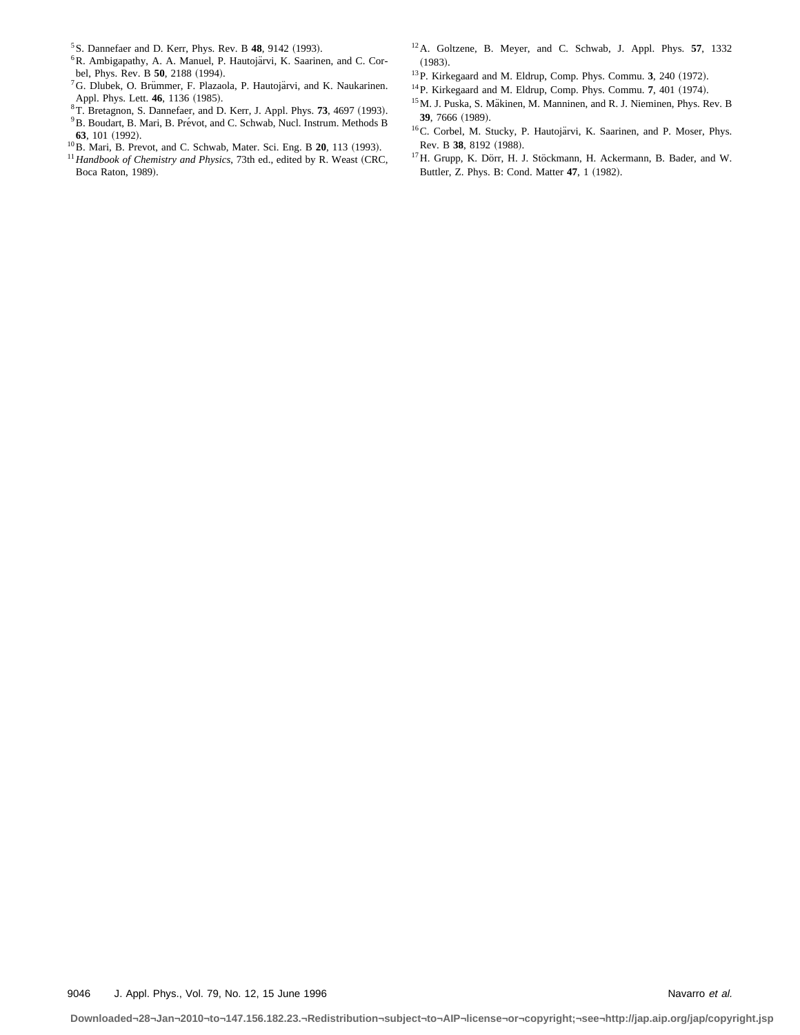[5] S. Dannefaer and D. Kerr, Phys. Rev. B **48**, 9142 (1993).

[6] R. Ambigapathy, A. A. Manuel, P. Hautojärvi, K. Saarinen, and C. Corbel, Phys. Rev. B **50**, 2188 (1994).

[7] G. Dlubek, O. Brümmer, F. Plazaola, P. Hautojärvi, and K. Naukarinen. Appl. Phys. Lett. **46**, 1136 (1985).

[8] T. Bretagnon, S. Dannefaer, and D. Kerr, J. Appl. Phys. **73**, 4697 (1993).

[9] B. Boudart, B. Mari, B. Prévot, and C. Schwab, Nucl. Instrum. Methods B **63**, 101 (1992).

[10] B. Mari, B. Prevot, and C. Schwab, Mater. Sci. Eng. B **20**, 113 (1993).

[11] *Handbook of Chemistry and Physics*, 73th ed., edited by R. Weast (CRC, Boca Raton, 1989).

[12] A. Goltzene, B. Meyer, and C. Schwab, J. Appl. Phys. **57**, 1332 (1983).

[13] P. Kirkegaard and M. Eldrup, Comp. Phys. Commu. **3**, 240 (1972).

[14] P. Kirkegaard and M. Eldrup, Comp. Phys. Commu. **7**, 401 (1974).

[15] M. J. Puska, S. Mäkinen, M. Manninen, and R. J. Nieminen, Phys. Rev. B **39**, 7666 (1989).

[16] C. Corbel, M. Stucky, P. Hautojärvi, K. Saarinen, and P. Moser, Phys. Rev. B **38**, 8192 (1988).

[17] H. Grupp, K. Dörr, H. J. Stöckmann, H. Ackermann, B. Bader, and W. Buttler, Z. Phys. B: Cond. Matter **47**, 1 (1982).